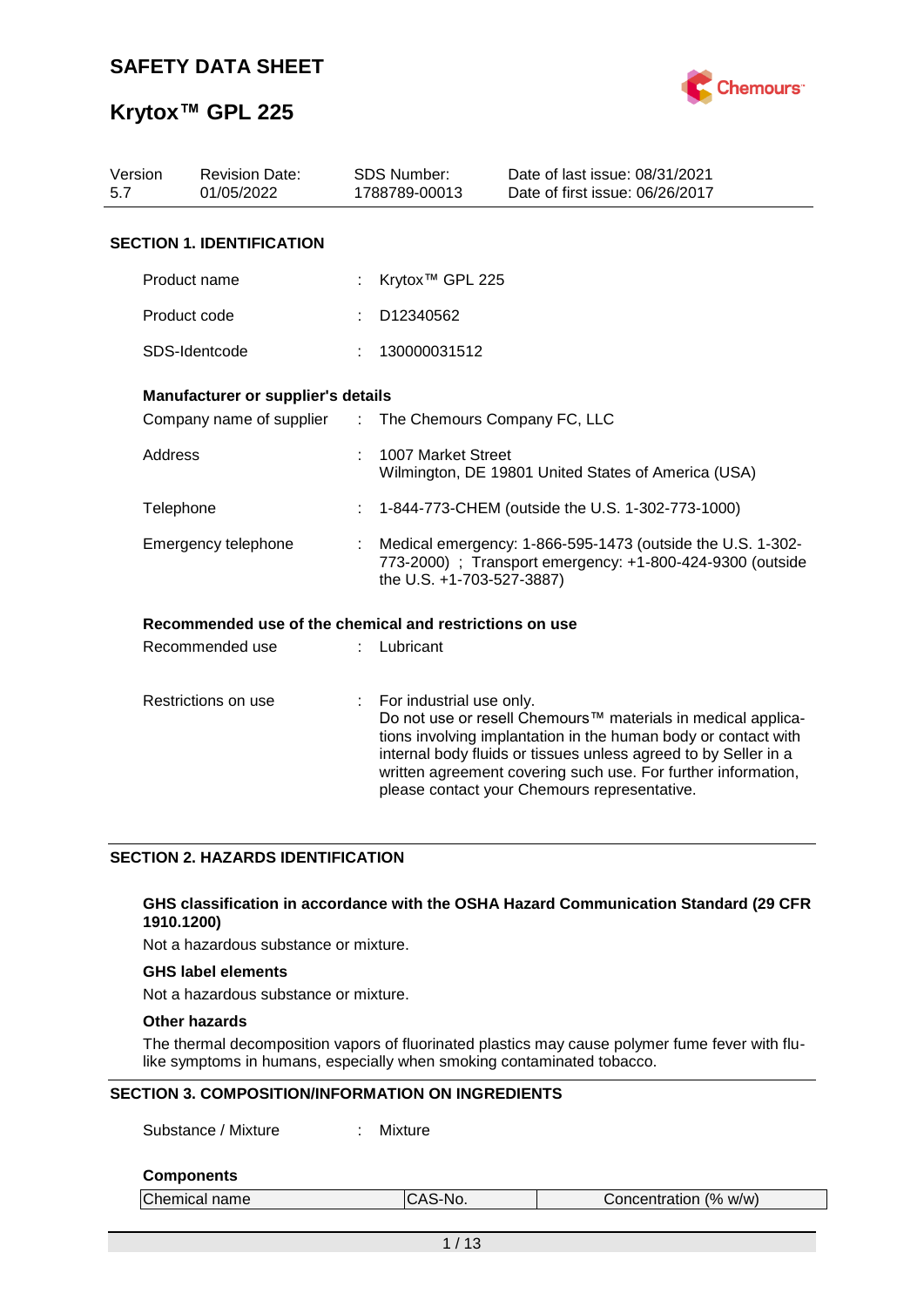# SAFETY DATA SHEET

# Krytox™ GPL 225

| Version | Revision Date: | SDS Number: | Date of last issue: 08/31/2021 |
|---|---|---|---|
| 5.7 | 01/05/2022 | 1788789-00013 | Date of first issue: 06/26/2017 |

## SECTION 1. IDENTIFICATION

Product name : Krytox™ GPL 225

Product code : D12340562

SDS-Identcode : 130000031512

**Manufacturer or supplier's details**

Company name of supplier : The Chemours Company FC, LLC

Address : 1007 Market Street
Wilmington, DE 19801 United States of America (USA)

Telephone : 1-844-773-CHEM (outside the U.S. 1-302-773-1000)

Emergency telephone : Medical emergency: 1-866-595-1473 (outside the U.S. 1-302-773-2000) ; Transport emergency: +1-800-424-9300 (outside the U.S. +1-703-527-3887)

**Recommended use of the chemical and restrictions on use**

Recommended use : Lubricant

Restrictions on use : For industrial use only.
Do not use or resell Chemours™ materials in medical applications involving implantation in the human body or contact with internal body fluids or tissues unless agreed to by Seller in a written agreement covering such use. For further information, please contact your Chemours representative.

## SECTION 2. HAZARDS IDENTIFICATION

**GHS classification in accordance with the OSHA Hazard Communication Standard (29 CFR 1910.1200)**

Not a hazardous substance or mixture.

**GHS label elements**

Not a hazardous substance or mixture.

**Other hazards**

The thermal decomposition vapors of fluorinated plastics may cause polymer fume fever with flu-like symptoms in humans, especially when smoking contaminated tobacco.

## SECTION 3. COMPOSITION/INFORMATION ON INGREDIENTS

Substance / Mixture : Mixture

**Components**

| Chemical name | CAS-No. | Concentration (% w/w) |
|---|---|---|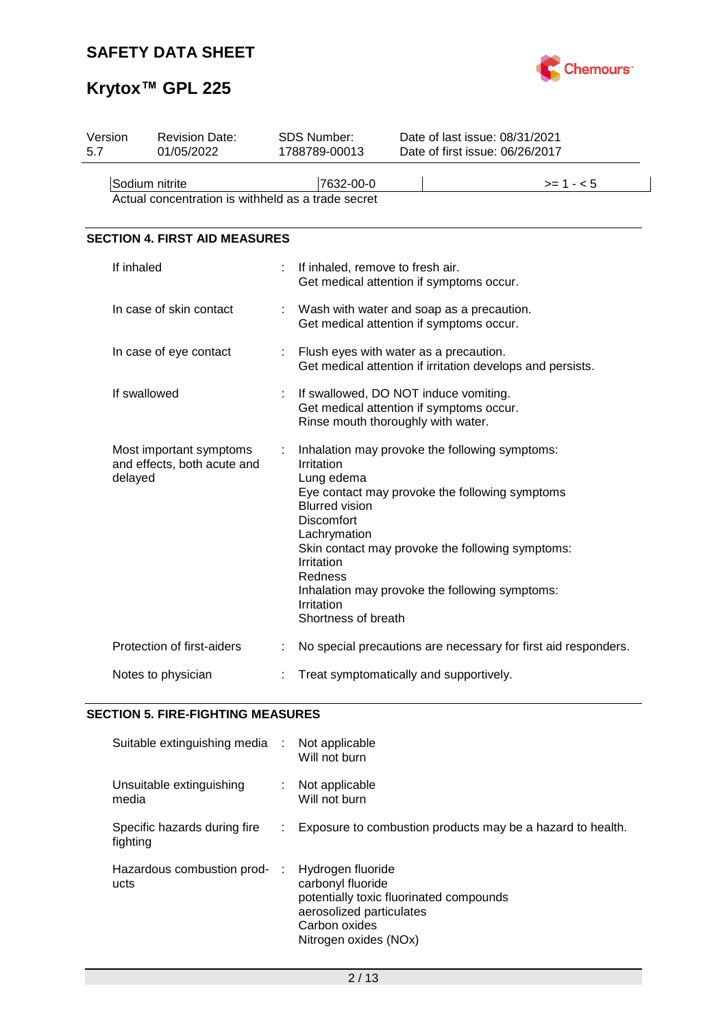| Sodium nitrite | 7632-00-0 | | >= 1 - < 5 |
|---|---|---|---|

Actual concentration is withheld as a trade secret

## SECTION 4. FIRST AID MEASURES

If inhaled : If inhaled, remove to fresh air.
Get medical attention if symptoms occur.

In case of skin contact : Wash with water and soap as a precaution.
Get medical attention if symptoms occur.

In case of eye contact : Flush eyes with water as a precaution.
Get medical attention if irritation develops and persists.

If swallowed : If swallowed, DO NOT induce vomiting.
Get medical attention if symptoms occur.
Rinse mouth thoroughly with water.

Most important symptoms and effects, both acute and delayed : Inhalation may provoke the following symptoms:
Irritation
Lung edema
Eye contact may provoke the following symptoms
Blurred vision
Discomfort
Lachrymation
Skin contact may provoke the following symptoms:
Irritation
Redness
Inhalation may provoke the following symptoms:
Irritation
Shortness of breath

Protection of first-aiders : No special precautions are necessary for first aid responders.

Notes to physician : Treat symptomatically and supportively.

## SECTION 5. FIRE-FIGHTING MEASURES

Suitable extinguishing media : Not applicable
Will not burn

Unsuitable extinguishing media : Not applicable
Will not burn

Specific hazards during fire fighting : Exposure to combustion products may be a hazard to health.

Hazardous combustion products : Hydrogen fluoride
carbonyl fluoride
potentially toxic fluorinated compounds
aerosolized particulates
Carbon oxides
Nitrogen oxides (NOx)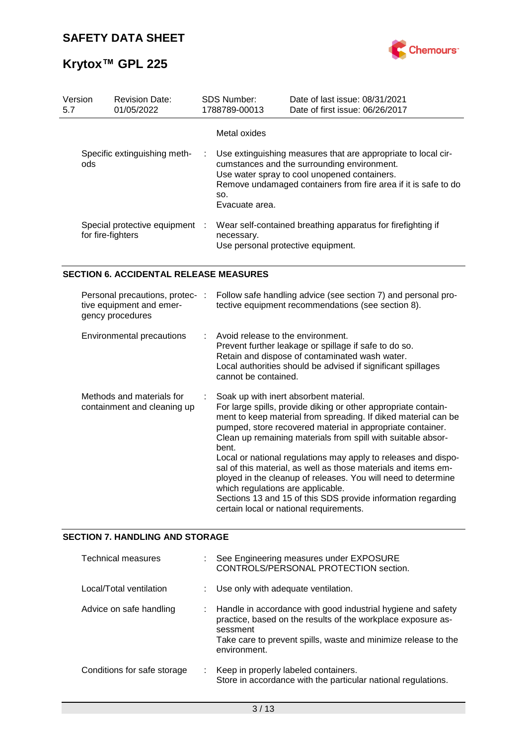| | | |
|---|---|---|
| | | Metal oxides |
| Specific extinguishing methods | : | Use extinguishing measures that are appropriate to local circumstances and the surrounding environment. Use water spray to cool unopened containers. Remove undamaged containers from fire area if it is safe to do so. Evacuate area. |
| Special protective equipment for fire-fighters | : | Wear self-contained breathing apparatus for firefighting if necessary. Use personal protective equipment. |

## SECTION 6. ACCIDENTAL RELEASE MEASURES

| | | |
|---|---|---|
| Personal precautions, protective equipment and emergency procedures | : | Follow safe handling advice (see section 7) and personal protective equipment recommendations (see section 8). |
| Environmental precautions | : | Avoid release to the environment. Prevent further leakage or spillage if safe to do so. Retain and dispose of contaminated wash water. Local authorities should be advised if significant spillages cannot be contained. |
| Methods and materials for containment and cleaning up | : | Soak up with inert absorbent material. For large spills, provide diking or other appropriate containment to keep material from spreading. If diked material can be pumped, store recovered material in appropriate container. Clean up remaining materials from spill with suitable absorbent. Local or national regulations may apply to releases and disposal of this material, as well as those materials and items employed in the cleanup of releases. You will need to determine which regulations are applicable. Sections 13 and 15 of this SDS provide information regarding certain local or national requirements. |

## SECTION 7. HANDLING AND STORAGE

| | | |
|---|---|---|
| Technical measures | : | See Engineering measures under EXPOSURE CONTROLS/PERSONAL PROTECTION section. |
| Local/Total ventilation | : | Use only with adequate ventilation. |
| Advice on safe handling | : | Handle in accordance with good industrial hygiene and safety practice, based on the results of the workplace exposure assessment Take care to prevent spills, waste and minimize release to the environment. |
| Conditions for safe storage | : | Keep in properly labeled containers. Store in accordance with the particular national regulations. |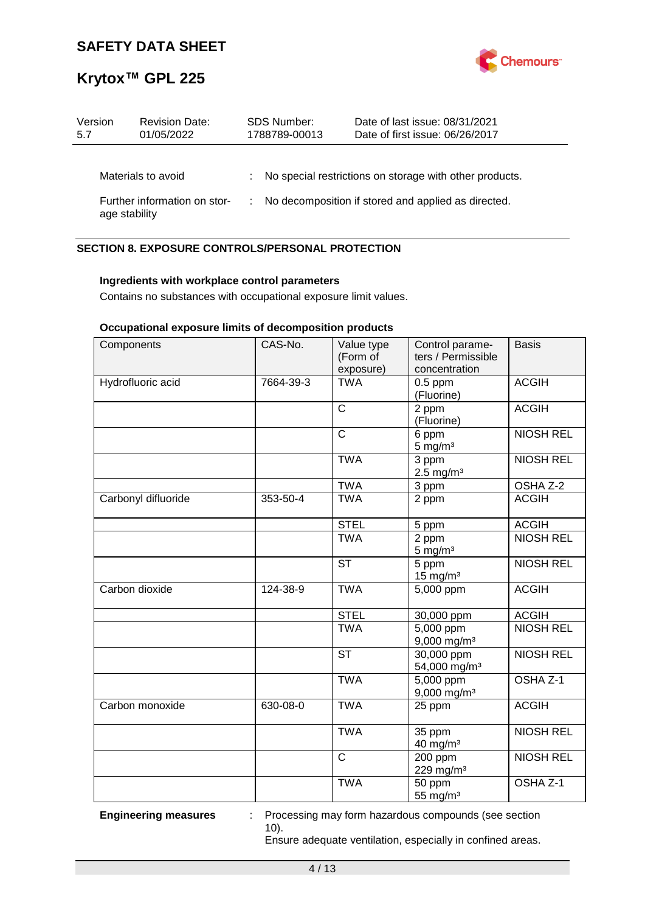| | | |
|---|---|---|
| Materials to avoid | : | No special restrictions on storage with other products. |
| Further information on storage stability | : | No decomposition if stored and applied as directed. |

## SECTION 8. EXPOSURE CONTROLS/PERSONAL PROTECTION

### Ingredients with workplace control parameters

Contains no substances with occupational exposure limit values.

### Occupational exposure limits of decomposition products

| Components | CAS-No. | Value type (Form of exposure) | Control parameters / Permissible concentration | Basis |
|---|---|---|---|---|
| Hydrofluoric acid | 7664-39-3 | TWA | 0.5 ppm (Fluorine) | ACGIH |
| | | C | 2 ppm (Fluorine) | ACGIH |
| | | C | 6 ppm 5 mg/m³ | NIOSH REL |
| | | TWA | 3 ppm 2.5 mg/m³ | NIOSH REL |
| | | TWA | 3 ppm | OSHA Z-2 |
| Carbonyl difluoride | 353-50-4 | TWA | 2 ppm | ACGIH |
| | | STEL | 5 ppm | ACGIH |
| | | TWA | 2 ppm 5 mg/m³ | NIOSH REL |
| | | ST | 5 ppm 15 mg/m³ | NIOSH REL |
| Carbon dioxide | 124-38-9 | TWA | 5,000 ppm | ACGIH |
| | | STEL | 30,000 ppm | ACGIH |
| | | TWA | 5,000 ppm 9,000 mg/m³ | NIOSH REL |
| | | ST | 30,000 ppm 54,000 mg/m³ | NIOSH REL |
| | | TWA | 5,000 ppm 9,000 mg/m³ | OSHA Z-1 |
| Carbon monoxide | 630-08-0 | TWA | 25 ppm | ACGIH |
| | | TWA | 35 ppm 40 mg/m³ | NIOSH REL |
| | | C | 200 ppm 229 mg/m³ | NIOSH REL |
| | | TWA | 50 ppm 55 mg/m³ | OSHA Z-1 |

| | | |
|---|---|---|
| **Engineering measures** | : | Processing may form hazardous compounds (see section 10). Ensure adequate ventilation, especially in confined areas. |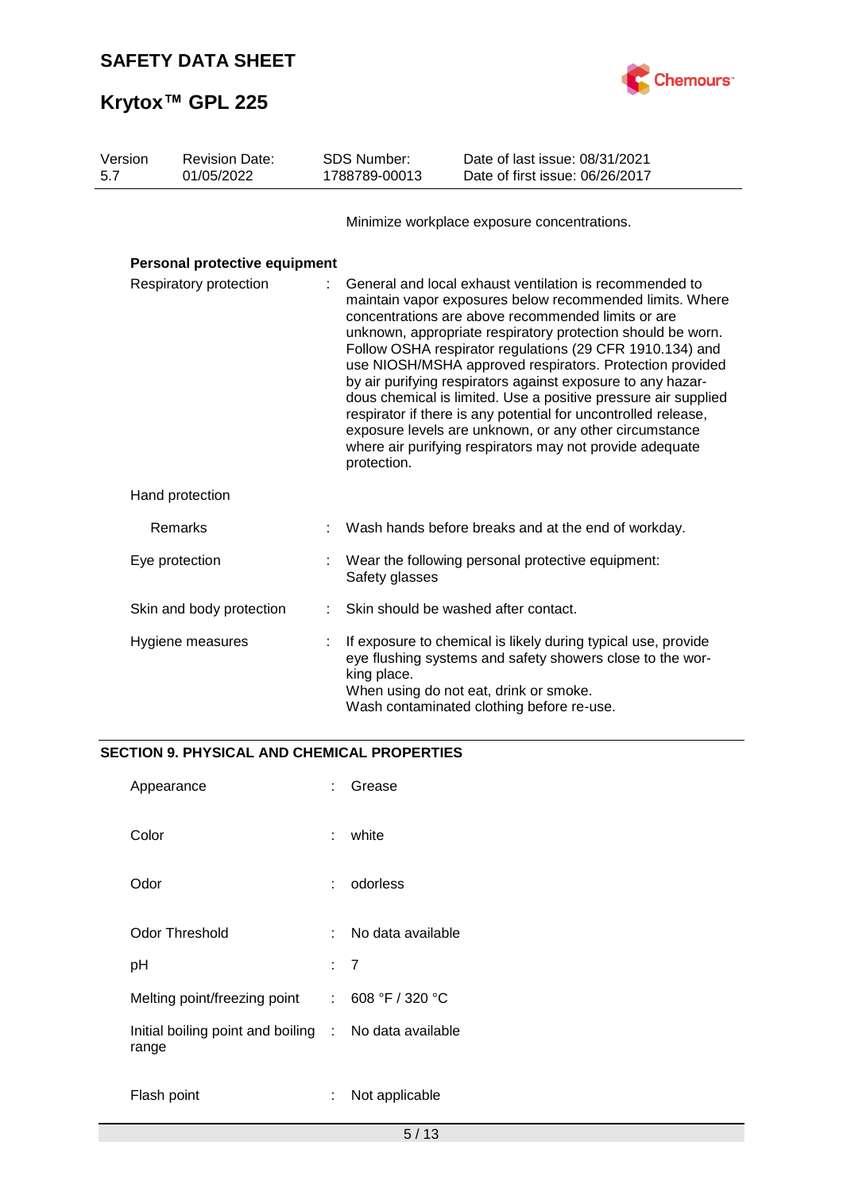Minimize workplace exposure concentrations.

**Personal protective equipment**

| | | |
|---|---|---|
| Respiratory protection | : | General and local exhaust ventilation is recommended to maintain vapor exposures below recommended limits. Where concentrations are above recommended limits or are unknown, appropriate respiratory protection should be worn. Follow OSHA respirator regulations (29 CFR 1910.134) and use NIOSH/MSHA approved respirators. Protection provided by air purifying respirators against exposure to any hazardous chemical is limited. Use a positive pressure air supplied respirator if there is any potential for uncontrolled release, exposure levels are unknown, or any other circumstance where air purifying respirators may not provide adequate protection. |
| Hand protection | | |
| Remarks | : | Wash hands before breaks and at the end of workday. |
| Eye protection | : | Wear the following personal protective equipment:<br>Safety glasses |
| Skin and body protection | : | Skin should be washed after contact. |
| Hygiene measures | : | If exposure to chemical is likely during typical use, provide eye flushing systems and safety showers close to the working place.<br>When using do not eat, drink or smoke.<br>Wash contaminated clothing before re-use. |

## SECTION 9. PHYSICAL AND CHEMICAL PROPERTIES

| | | |
|---|---|---|
| Appearance | : | Grease |
| Color | : | white |
| Odor | : | odorless |
| Odor Threshold | : | No data available |
| pH | : | 7 |
| Melting point/freezing point | : | 608 °F / 320 °C |
| Initial boiling point and boiling range | : | No data available |
| Flash point | : | Not applicable |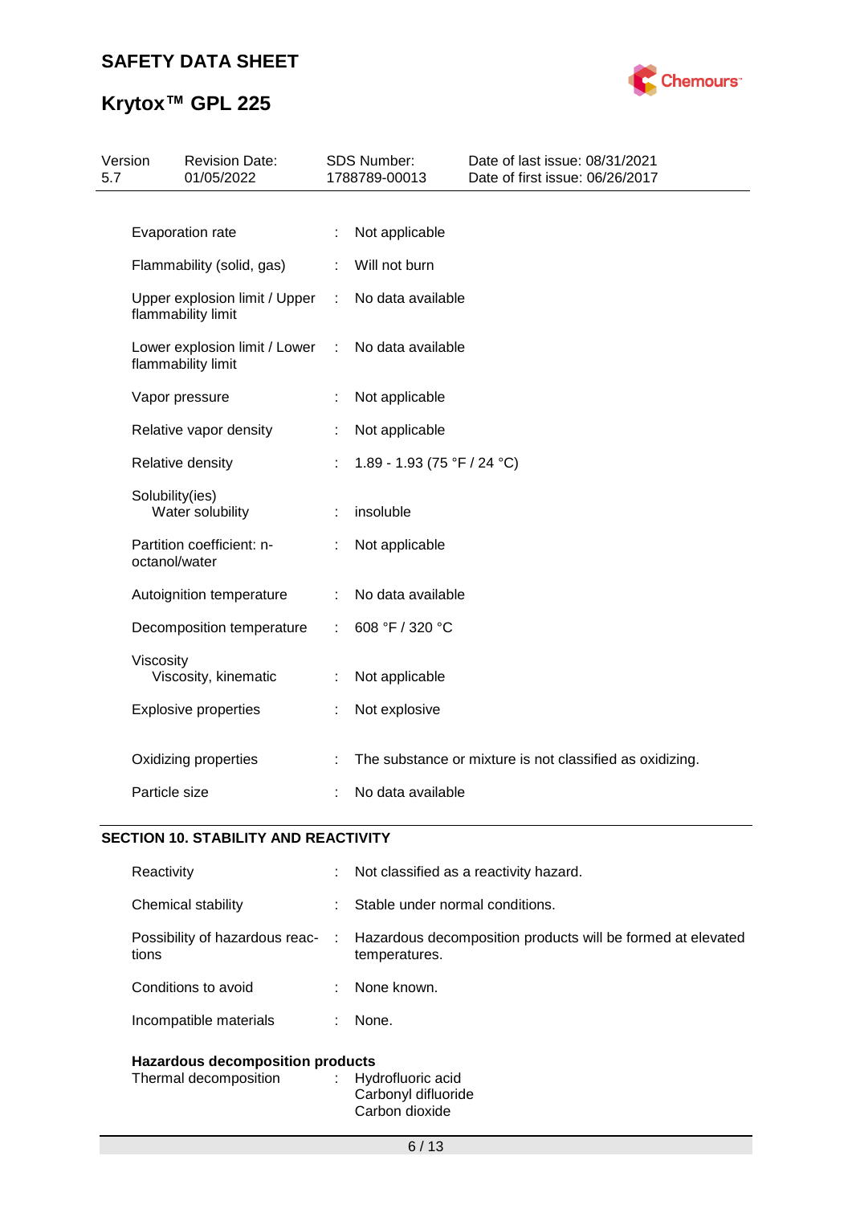| | | |
|---|---|---|
| Evaporation rate | : | Not applicable |
| Flammability (solid, gas) | : | Will not burn |
| Upper explosion limit / Upper flammability limit | : | No data available |
| Lower explosion limit / Lower flammability limit | : | No data available |
| Vapor pressure | : | Not applicable |
| Relative vapor density | : | Not applicable |
| Relative density | : | 1.89 - 1.93 (75 °F / 24 °C) |
| Solubility(ies)<br>Water solubility | : | insoluble |
| Partition coefficient: n-octanol/water | : | Not applicable |
| Autoignition temperature | : | No data available |
| Decomposition temperature | : | 608 °F / 320 °C |
| Viscosity<br>Viscosity, kinematic | : | Not applicable |
| Explosive properties | : | Not explosive |
| Oxidizing properties | : | The substance or mixture is not classified as oxidizing. |
| Particle size | : | No data available |

## SECTION 10. STABILITY AND REACTIVITY

| | | |
|---|---|---|
| Reactivity | : | Not classified as a reactivity hazard. |
| Chemical stability | : | Stable under normal conditions. |
| Possibility of hazardous reactions | : | Hazardous decomposition products will be formed at elevated temperatures. |
| Conditions to avoid | : | None known. |
| Incompatible materials | : | None. |

**Hazardous decomposition products**

| | | |
|---|---|---|
| Thermal decomposition | : | Hydrofluoric acid<br>Carbonyl difluoride<br>Carbon dioxide |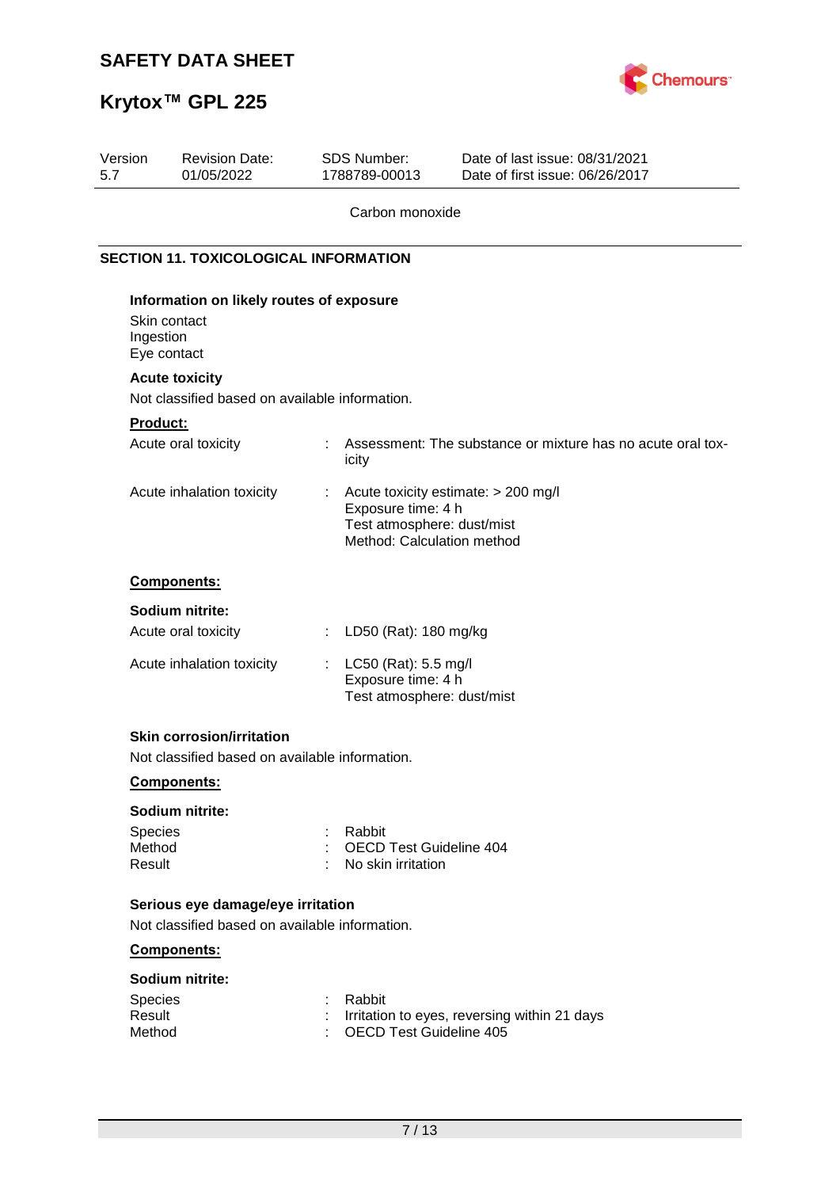Carbon monoxide

## SECTION 11. TOXICOLOGICAL INFORMATION

**Information on likely routes of exposure**

Skin contact
Ingestion
Eye contact

**Acute toxicity**

Not classified based on available information.

**Product:**

| | | |
|---|---|---|
| Acute oral toxicity | : | Assessment: The substance or mixture has no acute oral toxicity |
| Acute inhalation toxicity | : | Acute toxicity estimate: > 200 mg/l<br>Exposure time: 4 h<br>Test atmosphere: dust/mist<br>Method: Calculation method |

**Components:**

**Sodium nitrite:**

| | | |
|---|---|---|
| Acute oral toxicity | : | LD50 (Rat): 180 mg/kg |
| Acute inhalation toxicity | : | LC50 (Rat): 5.5 mg/l<br>Exposure time: 4 h<br>Test atmosphere: dust/mist |

**Skin corrosion/irritation**

Not classified based on available information.

**Components:**

**Sodium nitrite:**

| | | |
|---|---|---|
| Species | : | Rabbit |
| Method | : | OECD Test Guideline 404 |
| Result | : | No skin irritation |

**Serious eye damage/eye irritation**

Not classified based on available information.

**Components:**

**Sodium nitrite:**

| | | |
|---|---|---|
| Species | : | Rabbit |
| Result | : | Irritation to eyes, reversing within 21 days |
| Method | : | OECD Test Guideline 405 |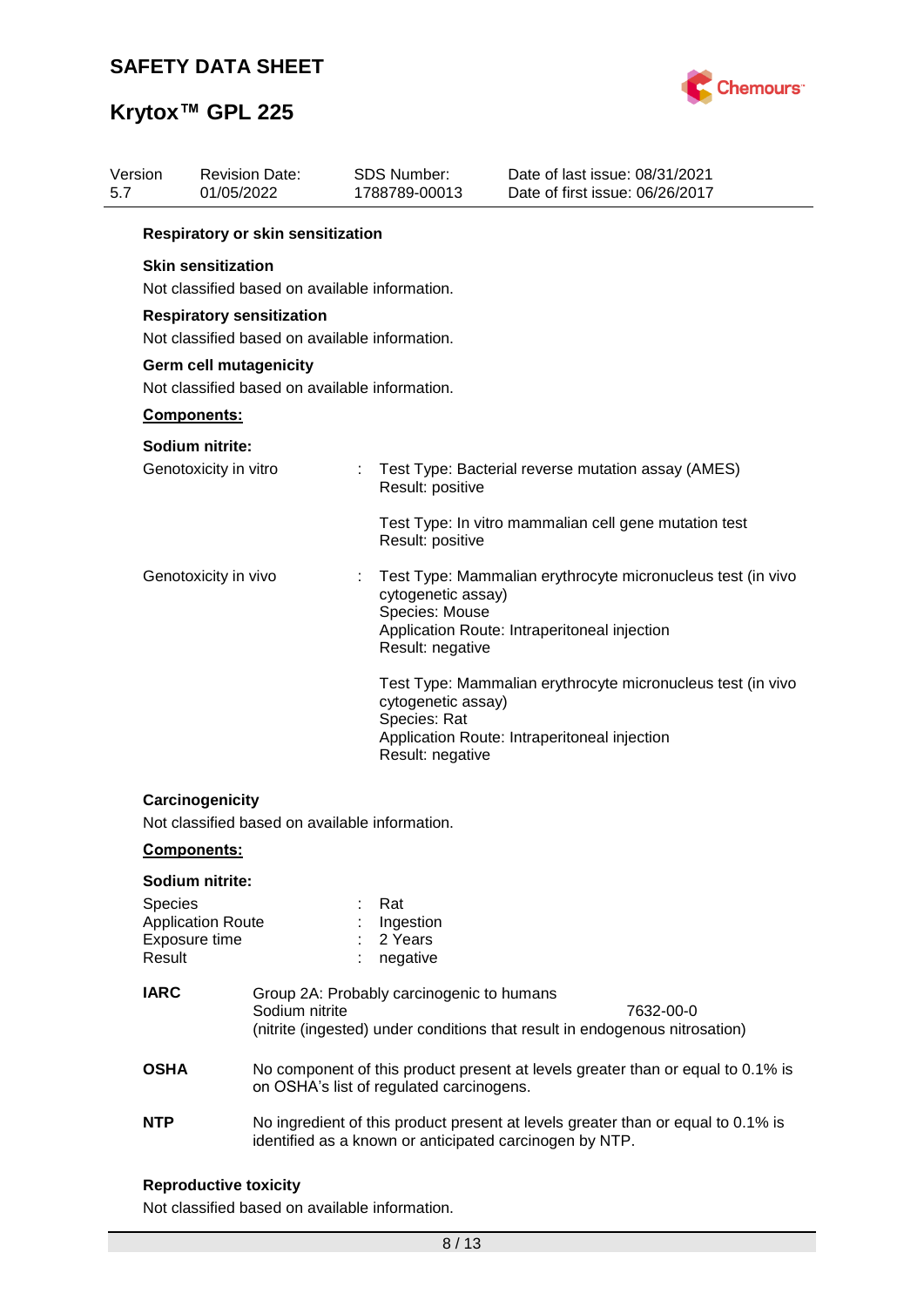**Respiratory or skin sensitization**

**Skin sensitization**

Not classified based on available information.

**Respiratory sensitization**

Not classified based on available information.

**Germ cell mutagenicity**

Not classified based on available information.

**Components:**

**Sodium nitrite:**

| | | |
|---|---|---|
| Genotoxicity in vitro | : | Test Type: Bacterial reverse mutation assay (AMES)<br>Result: positive |
| | | Test Type: In vitro mammalian cell gene mutation test<br>Result: positive |
| Genotoxicity in vivo | : | Test Type: Mammalian erythrocyte micronucleus test (in vivo cytogenetic assay)<br>Species: Mouse<br>Application Route: Intraperitoneal injection<br>Result: negative |
| | | Test Type: Mammalian erythrocyte micronucleus test (in vivo cytogenetic assay)<br>Species: Rat<br>Application Route: Intraperitoneal injection<br>Result: negative |

**Carcinogenicity**

Not classified based on available information.

**Components:**

**Sodium nitrite:**

| | | |
|---|---|---|
| Species | : | Rat |
| Application Route | : | Ingestion |
| Exposure time | : | 2 Years |
| Result | : | negative |

**IARC** Group 2A: Probably carcinogenic to humans
Sodium nitrite 7632-00-0
(nitrite (ingested) under conditions that result in endogenous nitrosation)

**OSHA** No component of this product present at levels greater than or equal to 0.1% is on OSHA's list of regulated carcinogens.

**NTP** No ingredient of this product present at levels greater than or equal to 0.1% is identified as a known or anticipated carcinogen by NTP.

**Reproductive toxicity**

Not classified based on available information.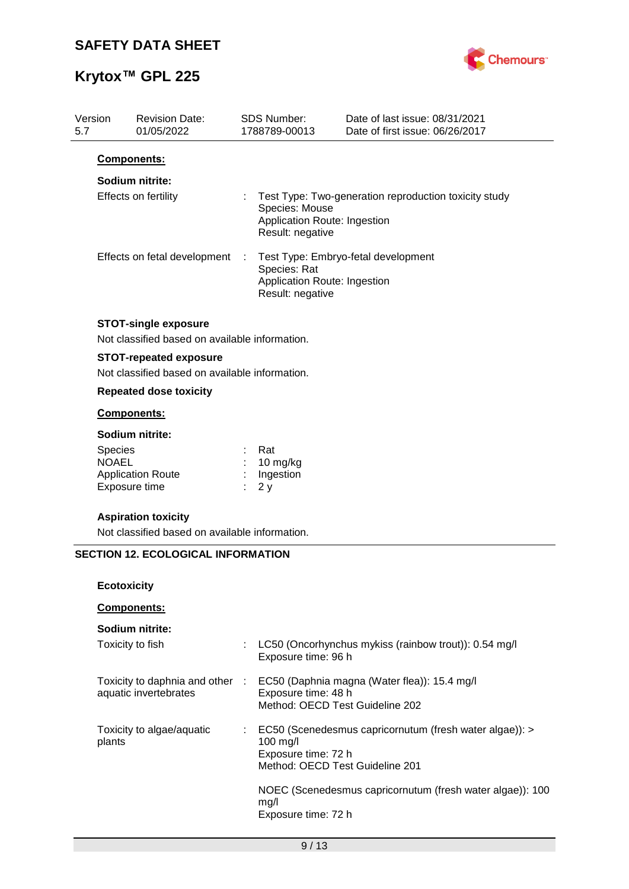**Components:**

**Sodium nitrite:**

Effects on fertility : Test Type: Two-generation reproduction toxicity study
Species: Mouse
Application Route: Ingestion
Result: negative

Effects on fetal development : Test Type: Embryo-fetal development
Species: Rat
Application Route: Ingestion
Result: negative

**STOT-single exposure**

Not classified based on available information.

**STOT-repeated exposure**

Not classified based on available information.

**Repeated dose toxicity**

**Components:**

**Sodium nitrite:**

Species : Rat
NOAEL : 10 mg/kg
Application Route : Ingestion
Exposure time : 2 y

**Aspiration toxicity**

Not classified based on available information.

## SECTION 12. ECOLOGICAL INFORMATION

**Ecotoxicity**

**Components:**

**Sodium nitrite:**

Toxicity to fish : LC50 (Oncorhynchus mykiss (rainbow trout)): 0.54 mg/l
Exposure time: 96 h

Toxicity to daphnia and other aquatic invertebrates : EC50 (Daphnia magna (Water flea)): 15.4 mg/l
Exposure time: 48 h
Method: OECD Test Guideline 202

Toxicity to algae/aquatic plants : EC50 (Scenedesmus capricornutum (fresh water algae)): > 100 mg/l
Exposure time: 72 h
Method: OECD Test Guideline 201

NOEC (Scenedesmus capricornutum (fresh water algae)): 100 mg/l
Exposure time: 72 h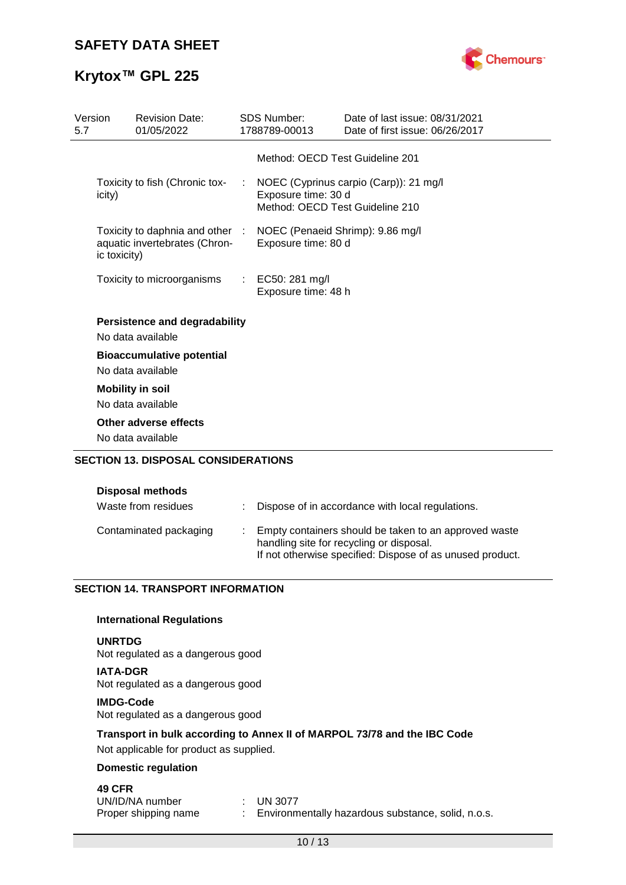Method: OECD Test Guideline 201

| | | |
|---|---|---|
| Toxicity to fish (Chronic toxicity) | : | NOEC (Cyprinus carpio (Carp)): 21 mg/l<br>Exposure time: 30 d<br>Method: OECD Test Guideline 210 |
| Toxicity to daphnia and other aquatic invertebrates (Chronic toxicity) | : | NOEC (Penaeid Shrimp): 9.86 mg/l<br>Exposure time: 80 d |
| Toxicity to microorganisms | : | EC50: 281 mg/l<br>Exposure time: 48 h |

**Persistence and degradability**

No data available

**Bioaccumulative potential**

No data available

**Mobility in soil**

No data available

**Other adverse effects**

No data available

## SECTION 13. DISPOSAL CONSIDERATIONS

**Disposal methods**

| | | |
|---|---|---|
| Waste from residues | : | Dispose of in accordance with local regulations. |
| Contaminated packaging | : | Empty containers should be taken to an approved waste handling site for recycling or disposal.<br>If not otherwise specified: Dispose of as unused product. |

## SECTION 14. TRANSPORT INFORMATION

**International Regulations**

**UNRTDG**

Not regulated as a dangerous good

**IATA-DGR**

Not regulated as a dangerous good

**IMDG-Code**

Not regulated as a dangerous good

**Transport in bulk according to Annex II of MARPOL 73/78 and the IBC Code**

Not applicable for product as supplied.

**Domestic regulation**

**49 CFR**

| | | |
|---|---|---|
| UN/ID/NA number | : | UN 3077 |
| Proper shipping name | : | Environmentally hazardous substance, solid, n.o.s. |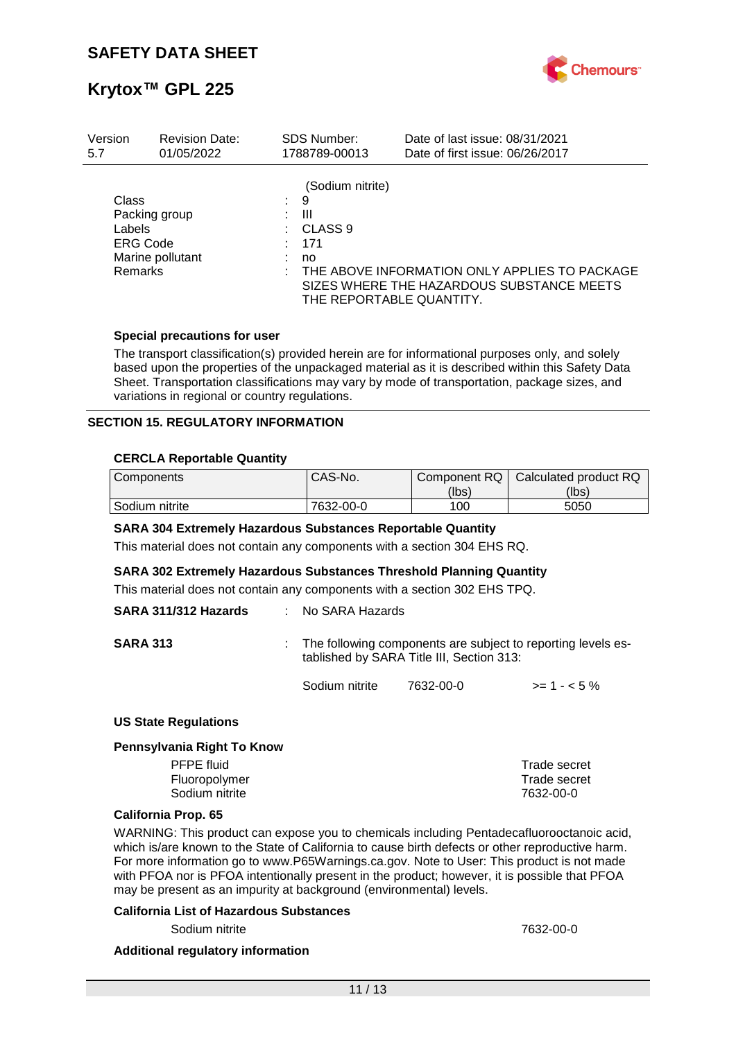| Version | Revision Date: | SDS Number: | Date of last issue: 08/31/2021 |
|---|---|---|---|
| 5.7 | 01/05/2022 | 1788789-00013 | Date of first issue: 06/26/2017 |

(Sodium nitrite)

Class : 9
Packing group : III
Labels : CLASS 9
ERG Code : 171
Marine pollutant : no
Remarks : THE ABOVE INFORMATION ONLY APPLIES TO PACKAGE SIZES WHERE THE HAZARDOUS SUBSTANCE MEETS THE REPORTABLE QUANTITY.

**Special precautions for user**

The transport classification(s) provided herein are for informational purposes only, and solely based upon the properties of the unpackaged material as it is described within this Safety Data Sheet. Transportation classifications may vary by mode of transportation, package sizes, and variations in regional or country regulations.

## SECTION 15. REGULATORY INFORMATION

**CERCLA Reportable Quantity**

| Components | CAS-No. | Component RQ (lbs) | Calculated product RQ (lbs) |
|---|---|---|---|
| Sodium nitrite | 7632-00-0 | 100 | 5050 |

**SARA 304 Extremely Hazardous Substances Reportable Quantity**

This material does not contain any components with a section 304 EHS RQ.

**SARA 302 Extremely Hazardous Substances Threshold Planning Quantity**

This material does not contain any components with a section 302 EHS TPQ.

**SARA 311/312 Hazards** : No SARA Hazards

**SARA 313** : The following components are subject to reporting levels established by SARA Title III, Section 313:

| | | |
|---|---|---|
| Sodium nitrite | 7632-00-0 | >= 1 - < 5 % |

**US State Regulations**

**Pennsylvania Right To Know**

| | |
|---|---|
| PFPE fluid | Trade secret |
| Fluoropolymer | Trade secret |
| Sodium nitrite | 7632-00-0 |

**California Prop. 65**

WARNING: This product can expose you to chemicals including Pentadecafluorooctanoic acid, which is/are known to the State of California to cause birth defects or other reproductive harm. For more information go to www.P65Warnings.ca.gov. Note to User: This product is not made with PFOA nor is PFOA intentionally present in the product; however, it is possible that PFOA may be present as an impurity at background (environmental) levels.

**California List of Hazardous Substances**

| | |
|---|---|
| Sodium nitrite | 7632-00-0 |

**Additional regulatory information**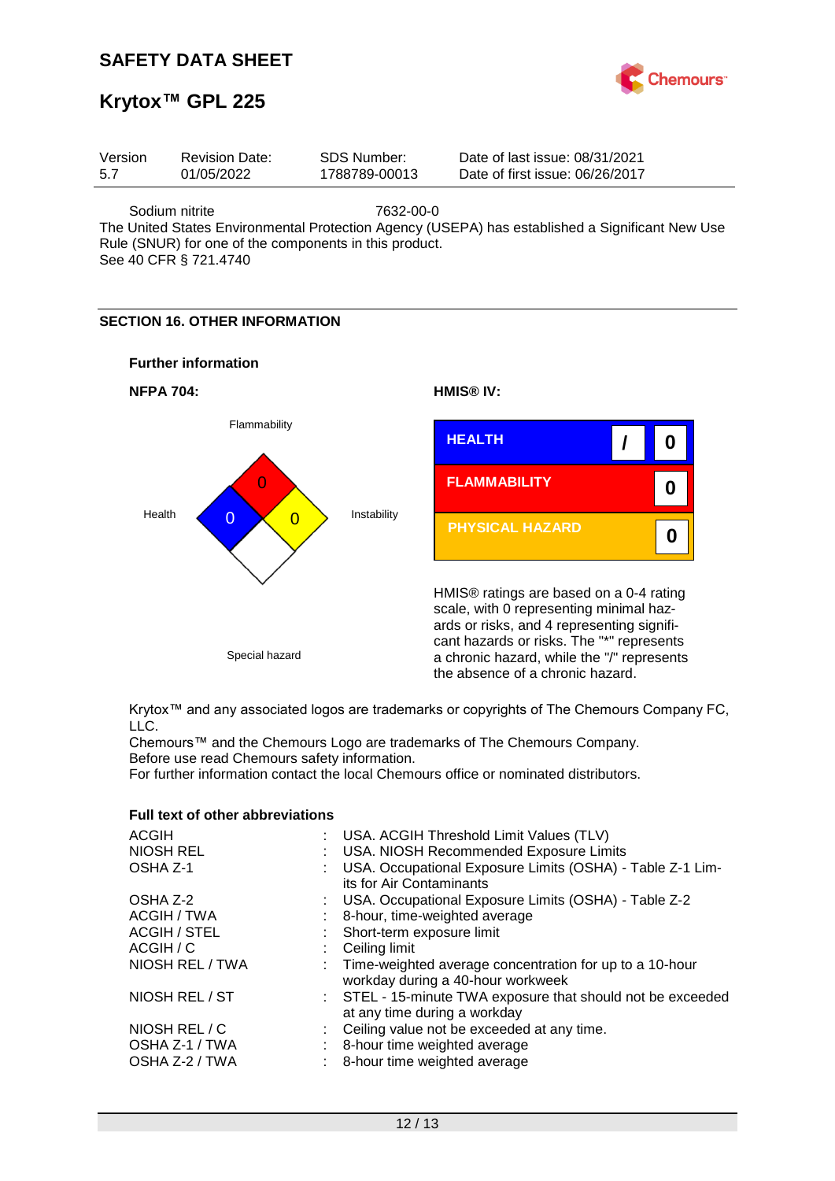Sodium nitrite 7632-00-0

The United States Environmental Protection Agency (USEPA) has established a Significant New Use Rule (SNUR) for one of the components in this product.
See 40 CFR § 721.4740

## SECTION 16. OTHER INFORMATION

### Further information

**NFPA 704:**

Flammability: 0
Health: 0
Instability: 0
Special hazard:

**HMIS® IV:**

| | | |
|---|---|---|
| HEALTH | / | 0 |
| FLAMMABILITY | | 0 |
| PHYSICAL HAZARD | | 0 |

HMIS® ratings are based on a 0-4 rating scale, with 0 representing minimal hazards or risks, and 4 representing significant hazards or risks. The "*" represents a chronic hazard, while the "/" represents the absence of a chronic hazard.

Krytox™ and any associated logos are trademarks or copyrights of The Chemours Company FC, LLC.
Chemours™ and the Chemours Logo are trademarks of The Chemours Company.
Before use read Chemours safety information.
For further information contact the local Chemours office or nominated distributors.

### Full text of other abbreviations

| | | |
|---|---|---|
| ACGIH | : | USA. ACGIH Threshold Limit Values (TLV) |
| NIOSH REL | : | USA. NIOSH Recommended Exposure Limits |
| OSHA Z-1 | : | USA. Occupational Exposure Limits (OSHA) - Table Z-1 Limits for Air Contaminants |
| OSHA Z-2 | : | USA. Occupational Exposure Limits (OSHA) - Table Z-2 |
| ACGIH / TWA | : | 8-hour, time-weighted average |
| ACGIH / STEL | : | Short-term exposure limit |
| ACGIH / C | : | Ceiling limit |
| NIOSH REL / TWA | : | Time-weighted average concentration for up to a 10-hour workday during a 40-hour workweek |
| NIOSH REL / ST | : | STEL - 15-minute TWA exposure that should not be exceeded at any time during a workday |
| NIOSH REL / C | : | Ceiling value not be exceeded at any time. |
| OSHA Z-1 / TWA | : | 8-hour time weighted average |
| OSHA Z-2 / TWA | : | 8-hour time weighted average |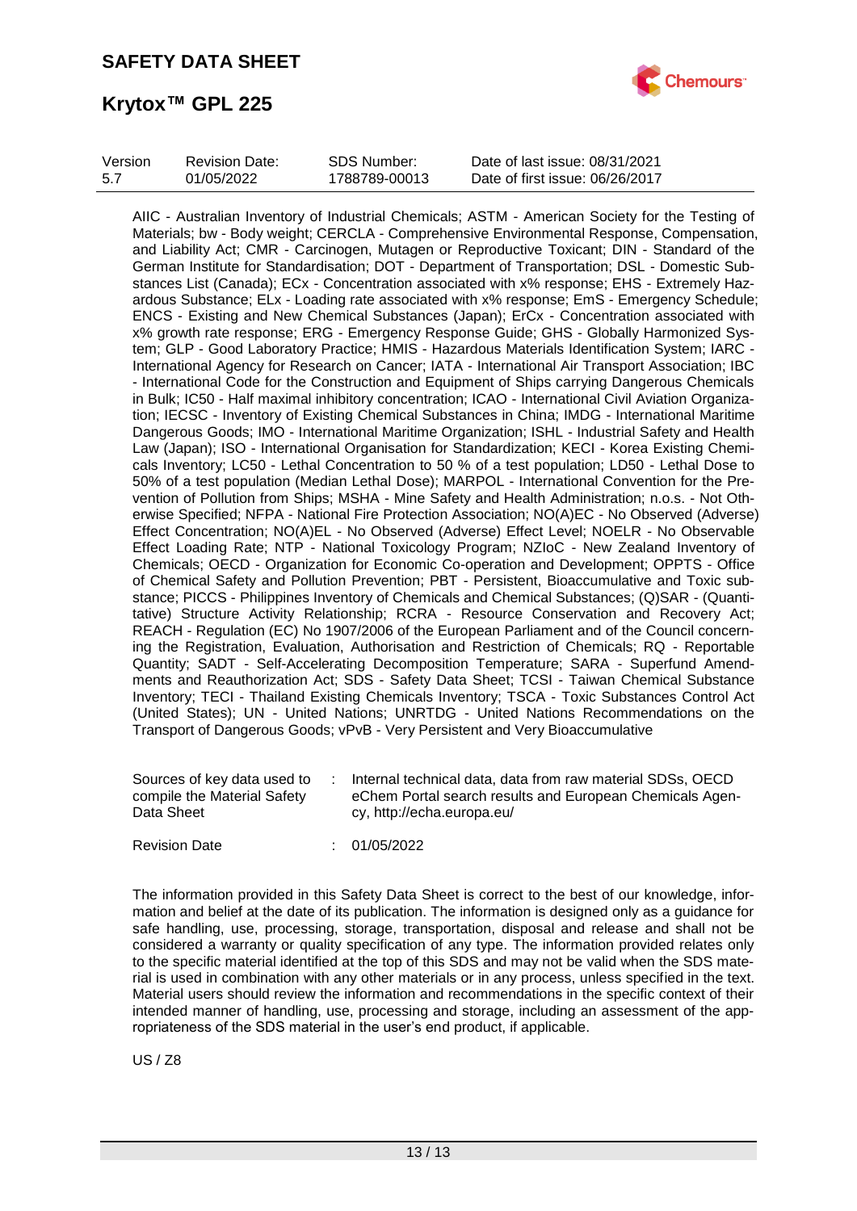AIIC - Australian Inventory of Industrial Chemicals; ASTM - American Society for the Testing of Materials; bw - Body weight; CERCLA - Comprehensive Environmental Response, Compensation, and Liability Act; CMR - Carcinogen, Mutagen or Reproductive Toxicant; DIN - Standard of the German Institute for Standardisation; DOT - Department of Transportation; DSL - Domestic Substances List (Canada); ECx - Concentration associated with x% response; EHS - Extremely Hazardous Substance; ELx - Loading rate associated with x% response; EmS - Emergency Schedule; ENCS - Existing and New Chemical Substances (Japan); ErCx - Concentration associated with x% growth rate response; ERG - Emergency Response Guide; GHS - Globally Harmonized System; GLP - Good Laboratory Practice; HMIS - Hazardous Materials Identification System; IARC - International Agency for Research on Cancer; IATA - International Air Transport Association; IBC - International Code for the Construction and Equipment of Ships carrying Dangerous Chemicals in Bulk; IC50 - Half maximal inhibitory concentration; ICAO - International Civil Aviation Organization; IECSC - Inventory of Existing Chemical Substances in China; IMDG - International Maritime Dangerous Goods; IMO - International Maritime Organization; ISHL - Industrial Safety and Health Law (Japan); ISO - International Organisation for Standardization; KECI - Korea Existing Chemicals Inventory; LC50 - Lethal Concentration to 50 % of a test population; LD50 - Lethal Dose to 50% of a test population (Median Lethal Dose); MARPOL - International Convention for the Prevention of Pollution from Ships; MSHA - Mine Safety and Health Administration; n.o.s. - Not Otherwise Specified; NFPA - National Fire Protection Association; NO(A)EC - No Observed (Adverse) Effect Concentration; NO(A)EL - No Observed (Adverse) Effect Level; NOELR - No Observable Effect Loading Rate; NTP - National Toxicology Program; NZIoC - New Zealand Inventory of Chemicals; OECD - Organization for Economic Co-operation and Development; OPPTS - Office of Chemical Safety and Pollution Prevention; PBT - Persistent, Bioaccumulative and Toxic substance; PICCS - Philippines Inventory of Chemicals and Chemical Substances; (Q)SAR - (Quantitative) Structure Activity Relationship; RCRA - Resource Conservation and Recovery Act; REACH - Regulation (EC) No 1907/2006 of the European Parliament and of the Council concerning the Registration, Evaluation, Authorisation and Restriction of Chemicals; RQ - Reportable Quantity; SADT - Self-Accelerating Decomposition Temperature; SARA - Superfund Amendments and Reauthorization Act; SDS - Safety Data Sheet; TCSI - Taiwan Chemical Substance Inventory; TECI - Thailand Existing Chemicals Inventory; TSCA - Toxic Substances Control Act (United States); UN - United Nations; UNRTDG - United Nations Recommendations on the Transport of Dangerous Goods; vPvB - Very Persistent and Very Bioaccumulative

Sources of key data used to compile the Material Safety Data Sheet : Internal technical data, data from raw material SDSs, OECD eChem Portal search results and European Chemicals Agency, http://echa.europa.eu/

Revision Date : 01/05/2022

The information provided in this Safety Data Sheet is correct to the best of our knowledge, information and belief at the date of its publication. The information is designed only as a guidance for safe handling, use, processing, storage, transportation, disposal and release and shall not be considered a warranty or quality specification of any type. The information provided relates only to the specific material identified at the top of this SDS and may not be valid when the SDS material is used in combination with any other materials or in any process, unless specified in the text. Material users should review the information and recommendations in the specific context of their intended manner of handling, use, processing and storage, including an assessment of the appropriateness of the SDS material in the user's end product, if applicable.

US / Z8